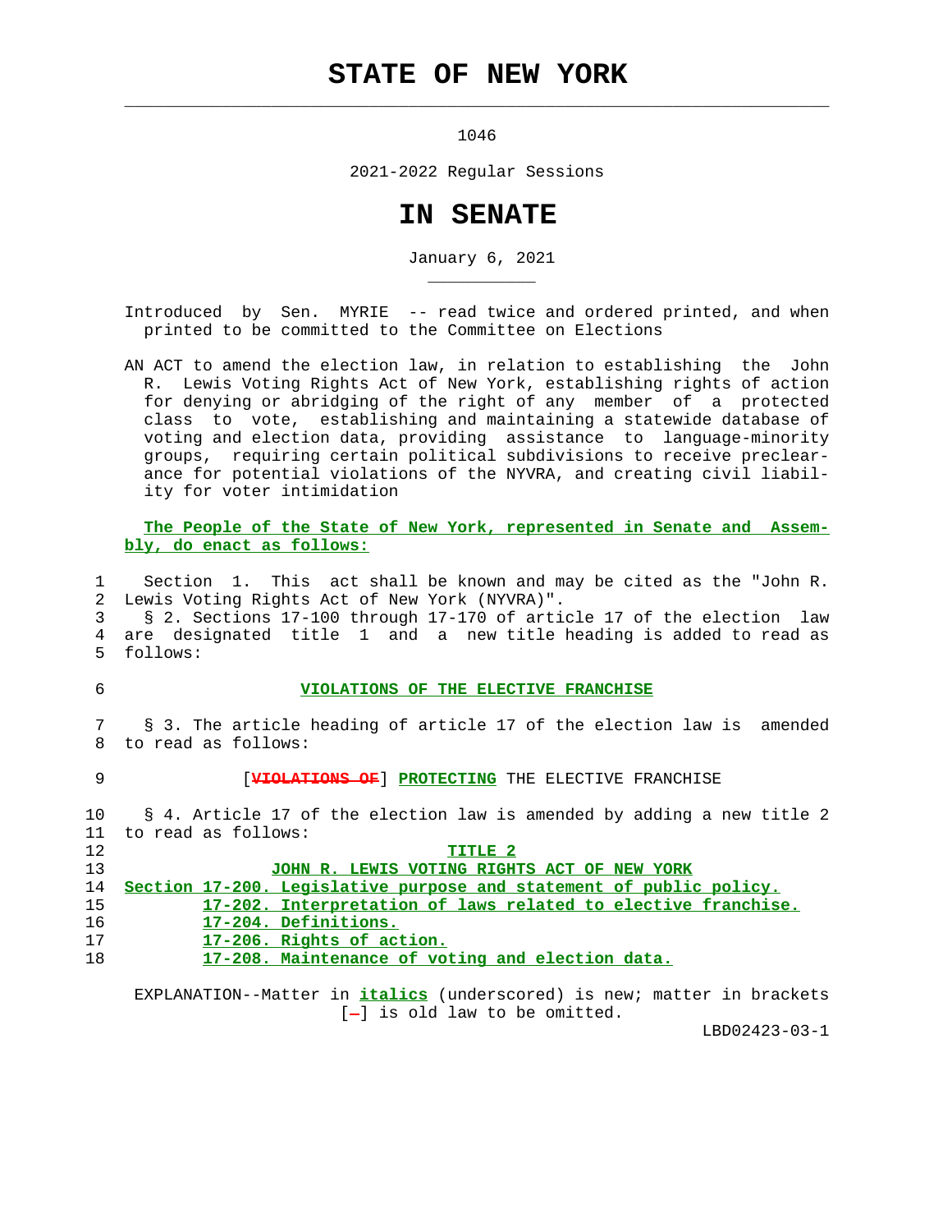# STATE OF NEW YORK

1046

2021-2022 Regular Sessions

# IN SENATE

January 6, 2021

Introduced by Sen. MYRIE -- read twice and ordered printed, and when printed to be committed to the Committee on Elections

AN ACT to amend the election law, in relation to establishing the John R. Lewis Voting Rights Act of New York, establishing rights of action for denying or abridging of the right of any member of a protected class to vote, establishing and maintaining a statewide database of voting and election data, providing assistance to language-minority groups, requiring certain political subdivisions to receive preclearance for potential violations of the NYVRA, and creating civil liability for voter intimidation

**The People of the State of New York, represented in Senate and Assembly, do enact as follows:**

1 Section 1. This act shall be known and may be cited as the "John R.
2 Lewis Voting Rights Act of New York (NYVRA)".
3 § 2. Sections 17-100 through 17-170 of article 17 of the election law
4 are designated title 1 and a new title heading is added to read as
5 follows:

6 **VIOLATIONS OF THE ELECTIVE FRANCHISE**

7 § 3. The article heading of article 17 of the election law is amended
8 to read as follows:

9 [~~VIOLATIONS OF~~] **PROTECTING** THE ELECTIVE FRANCHISE

10 § 4. Article 17 of the election law is amended by adding a new title 2
11 to read as follows:

12 **TITLE 2**

13 **JOHN R. LEWIS VOTING RIGHTS ACT OF NEW YORK**

14 **Section 17-200. Legislative purpose and statement of public policy.**
15 **17-202. Interpretation of laws related to elective franchise.**
16 **17-204. Definitions.**
17 **17-206. Rights of action.**
18 **17-208. Maintenance of voting and election data.**

EXPLANATION--Matter in ***italics*** (underscored) is new; matter in brackets [~~-~~] is old law to be omitted.

LBD02423-03-1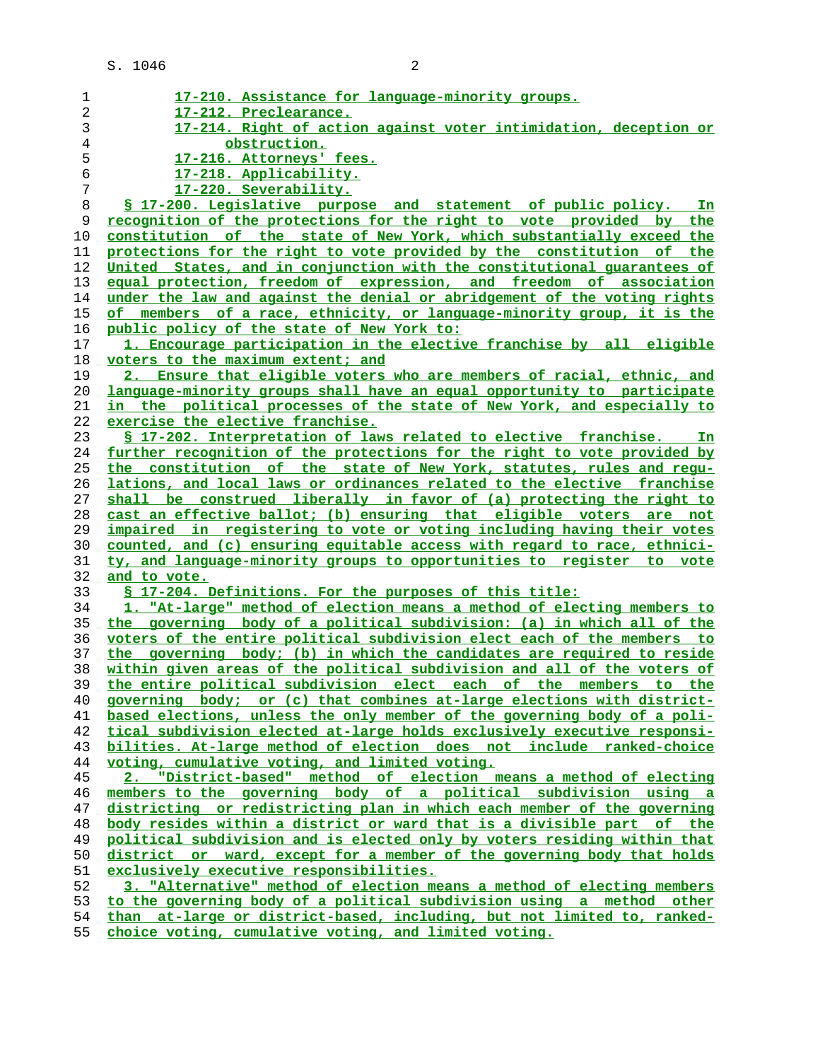17-210. Assistance for language-minority groups.
17-212. Preclearance.
17-214. Right of action against voter intimidation, deception or obstruction.
17-216. Attorneys' fees.
17-218. Applicability.
17-220. Severability.

§ 17-200. Legislative purpose and statement of public policy. In recognition of the protections for the right to vote provided by the constitution of the state of New York, which substantially exceed the protections for the right to vote provided by the constitution of the United States, and in conjunction with the constitutional guarantees of equal protection, freedom of expression, and freedom of association under the law and against the denial or abridgement of the voting rights of members of a race, ethnicity, or language-minority group, it is the public policy of the state of New York to:

1. Encourage participation in the elective franchise by all eligible voters to the maximum extent; and

2. Ensure that eligible voters who are members of racial, ethnic, and language-minority groups shall have an equal opportunity to participate in the political processes of the state of New York, and especially to exercise the elective franchise.

§ 17-202. Interpretation of laws related to elective franchise. In further recognition of the protections for the right to vote provided by the constitution of the state of New York, statutes, rules and regulations, and local laws or ordinances related to the elective franchise shall be construed liberally in favor of (a) protecting the right to cast an effective ballot; (b) ensuring that eligible voters are not impaired in registering to vote or voting including having their votes counted, and (c) ensuring equitable access with regard to race, ethnicity, and language-minority groups to opportunities to register to vote and to vote.

§ 17-204. Definitions. For the purposes of this title:

1. "At-large" method of election means a method of electing members to the governing body of a political subdivision: (a) in which all of the voters of the entire political subdivision elect each of the members to the governing body; (b) in which the candidates are required to reside within given areas of the political subdivision and all of the voters of the entire political subdivision elect each of the members to the governing body; or (c) that combines at-large elections with district-based elections, unless the only member of the governing body of a political subdivision elected at-large holds exclusively executive responsibilities. At-large method of election does not include ranked-choice voting, cumulative voting, and limited voting.

2. "District-based" method of election means a method of electing members to the governing body of a political subdivision using a districting or redistricting plan in which each member of the governing body resides within a district or ward that is a divisible part of the political subdivision and is elected only by voters residing within that district or ward, except for a member of the governing body that holds exclusively executive responsibilities.

3. "Alternative" method of election means a method of electing members to the governing body of a political subdivision using a method other than at-large or district-based, including, but not limited to, ranked-choice voting, cumulative voting, and limited voting.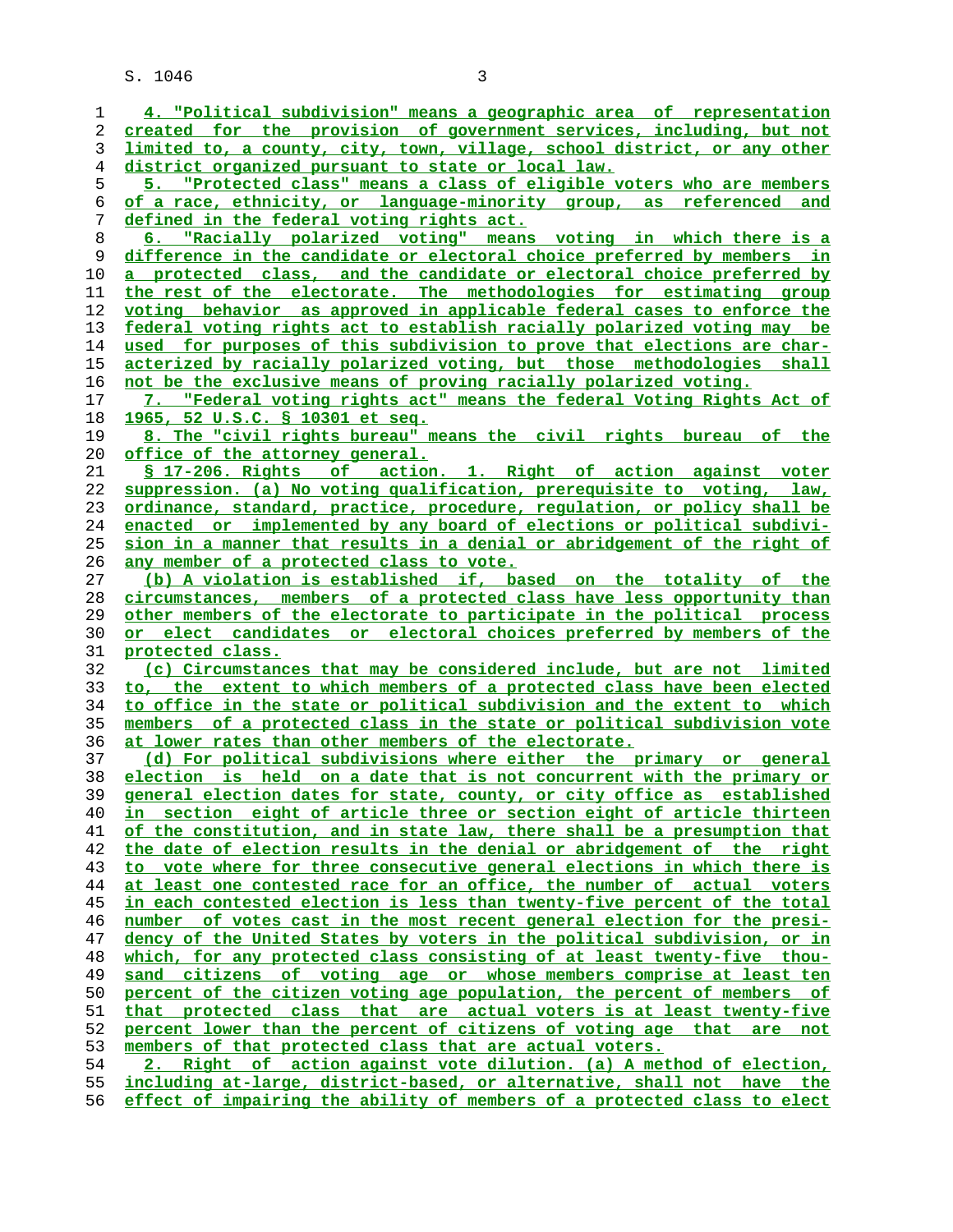4. "Political subdivision" means a geographic area of representation created for the provision of government services, including, but not limited to, a county, city, town, village, school district, or any other district organized pursuant to state or local law.

5. "Protected class" means a class of eligible voters who are members of a race, ethnicity, or language-minority group, as referenced and defined in the federal voting rights act.

6. "Racially polarized voting" means voting in which there is a difference in the candidate or electoral choice preferred by members in a protected class, and the candidate or electoral choice preferred by the rest of the electorate. The methodologies for estimating group voting behavior as approved in applicable federal cases to enforce the federal voting rights act to establish racially polarized voting may be used for purposes of this subdivision to prove that elections are characterized by racially polarized voting, but those methodologies shall not be the exclusive means of proving racially polarized voting.

7. "Federal voting rights act" means the federal Voting Rights Act of 1965, 52 U.S.C. § 10301 et seq.

8. The "civil rights bureau" means the civil rights bureau of the office of the attorney general.

§ 17-206. Rights of action. 1. Right of action against voter suppression. (a) No voting qualification, prerequisite to voting, law, ordinance, standard, practice, procedure, regulation, or policy shall be enacted or implemented by any board of elections or political subdivision in a manner that results in a denial or abridgement of the right of any member of a protected class to vote.

(b) A violation is established if, based on the totality of the circumstances, members of a protected class have less opportunity than other members of the electorate to participate in the political process or elect candidates or electoral choices preferred by members of the protected class.

(c) Circumstances that may be considered include, but are not limited to, the extent to which members of a protected class have been elected to office in the state or political subdivision and the extent to which members of a protected class in the state or political subdivision vote at lower rates than other members of the electorate.

(d) For political subdivisions where either the primary or general election is held on a date that is not concurrent with the primary or general election dates for state, county, or city office as established in section eight of article three or section eight of article thirteen of the constitution, and in state law, there shall be a presumption that the date of election results in the denial or abridgement of the right to vote where for three consecutive general elections in which there is at least one contested race for an office, the number of actual voters in each contested election is less than twenty-five percent of the total number of votes cast in the most recent general election for the presidency of the United States by voters in the political subdivision, or in which, for any protected class consisting of at least twenty-five thousand citizens of voting age or whose members comprise at least ten percent of the citizen voting age population, the percent of members of that protected class that are actual voters is at least twenty-five percent lower than the percent of citizens of voting age that are not members of that protected class that are actual voters.

2. Right of action against vote dilution. (a) A method of election, including at-large, district-based, or alternative, shall not have the effect of impairing the ability of members of a protected class to elect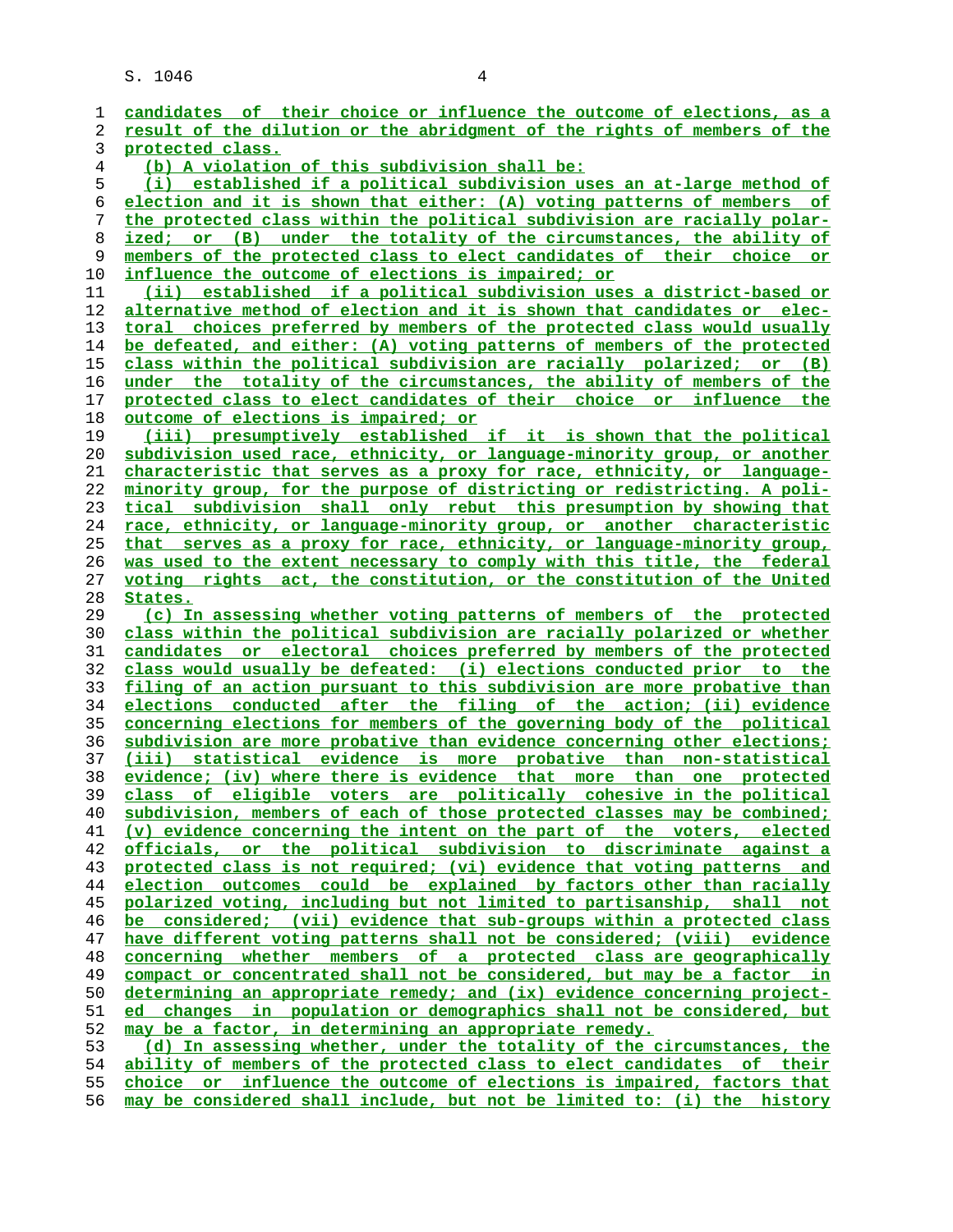candidates of their choice or influence the outcome of elections, as a result of the dilution or the abridgment of the rights of members of the protected class.

(b) A violation of this subdivision shall be:

(i) established if a political subdivision uses an at-large method of election and it is shown that either: (A) voting patterns of members of the protected class within the political subdivision are racially polarized; or (B) under the totality of the circumstances, the ability of members of the protected class to elect candidates of their choice or influence the outcome of elections is impaired; or

(ii) established if a political subdivision uses a district-based or alternative method of election and it is shown that candidates or electoral choices preferred by members of the protected class would usually be defeated, and either: (A) voting patterns of members of the protected class within the political subdivision are racially polarized; or (B) under the totality of the circumstances, the ability of members of the protected class to elect candidates of their choice or influence the outcome of elections is impaired; or

(iii) presumptively established if it is shown that the political subdivision used race, ethnicity, or language-minority group, or another characteristic that serves as a proxy for race, ethnicity, or language-minority group, for the purpose of districting or redistricting. A political subdivision shall only rebut this presumption by showing that race, ethnicity, or language-minority group, or another characteristic that serves as a proxy for race, ethnicity, or language-minority group, was used to the extent necessary to comply with this title, the federal voting rights act, the constitution, or the constitution of the United States.

(c) In assessing whether voting patterns of members of the protected class within the political subdivision are racially polarized or whether candidates or electoral choices preferred by members of the protected class would usually be defeated: (i) elections conducted prior to the filing of an action pursuant to this subdivision are more probative than elections conducted after the filing of the action; (ii) evidence concerning elections for members of the governing body of the political subdivision are more probative than evidence concerning other elections; (iii) statistical evidence is more probative than non-statistical evidence; (iv) where there is evidence that more than one protected class of eligible voters are politically cohesive in the political subdivision, members of each of those protected classes may be combined; (v) evidence concerning the intent on the part of the voters, elected officials, or the political subdivision to discriminate against a protected class is not required; (vi) evidence that voting patterns and election outcomes could be explained by factors other than racially polarized voting, including but not limited to partisanship, shall not be considered; (vii) evidence that sub-groups within a protected class have different voting patterns shall not be considered; (viii) evidence concerning whether members of a protected class are geographically compact or concentrated shall not be considered, but may be a factor in determining an appropriate remedy; and (ix) evidence concerning projected changes in population or demographics shall not be considered, but may be a factor, in determining an appropriate remedy.

(d) In assessing whether, under the totality of the circumstances, the ability of members of the protected class to elect candidates of their choice or influence the outcome of elections is impaired, factors that may be considered shall include, but not be limited to: (i) the history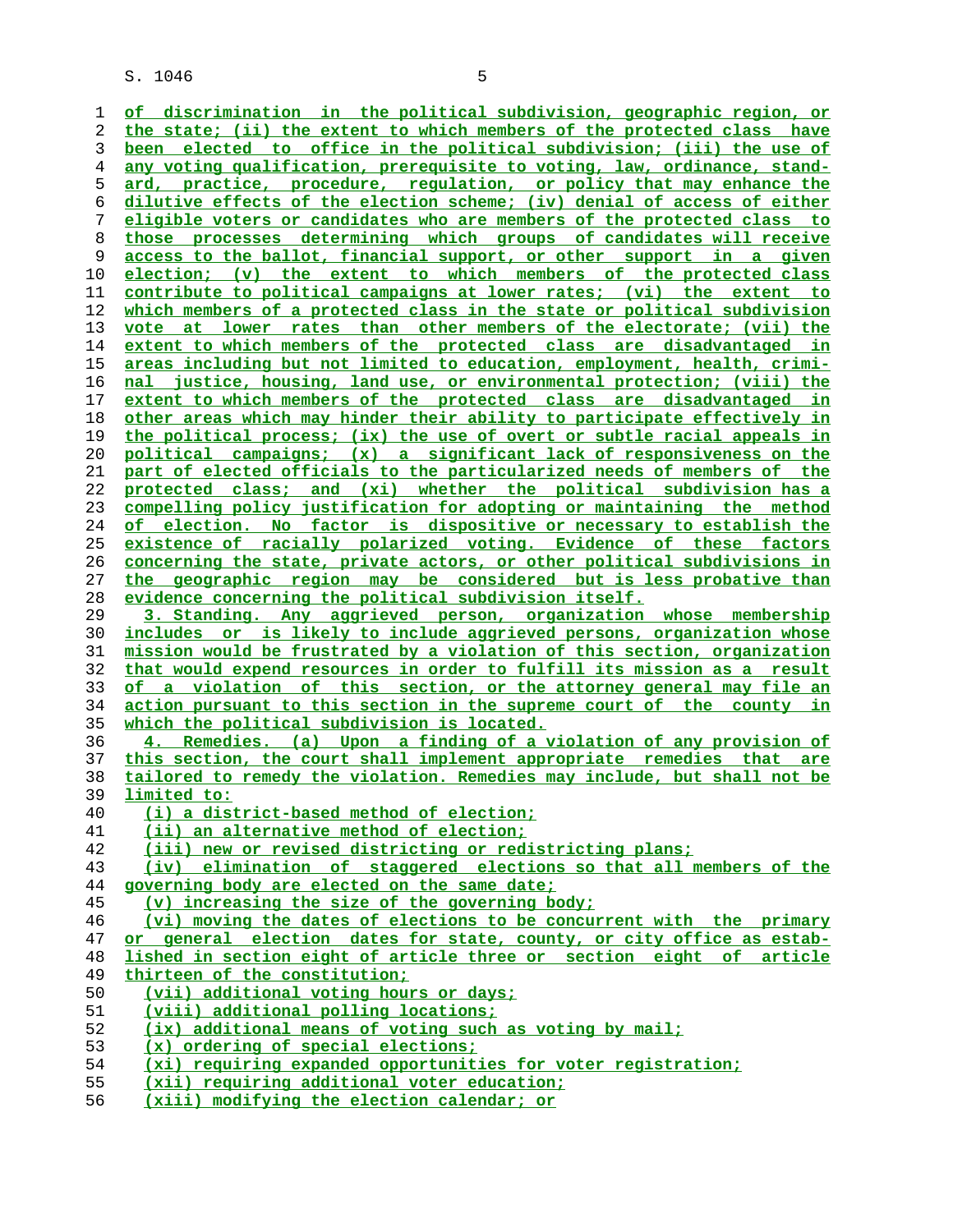of discrimination in the political subdivision, geographic region, or the state; (ii) the extent to which members of the protected class have been elected to office in the political subdivision; (iii) the use of any voting qualification, prerequisite to voting, law, ordinance, standard, practice, procedure, regulation, or policy that may enhance the dilutive effects of the election scheme; (iv) denial of access of either eligible voters or candidates who are members of the protected class to those processes determining which groups of candidates will receive access to the ballot, financial support, or other support in a given election; (v) the extent to which members of the protected class contribute to political campaigns at lower rates; (vi) the extent to which members of a protected class in the state or political subdivision vote at lower rates than other members of the electorate; (vii) the extent to which members of the protected class are disadvantaged in areas including but not limited to education, employment, health, criminal justice, housing, land use, or environmental protection; (viii) the extent to which members of the protected class are disadvantaged in other areas which may hinder their ability to participate effectively in the political process; (ix) the use of overt or subtle racial appeals in political campaigns; (x) a significant lack of responsiveness on the part of elected officials to the particularized needs of members of the protected class; and (xi) whether the political subdivision has a compelling policy justification for adopting or maintaining the method of election. No factor is dispositive or necessary to establish the existence of racially polarized voting. Evidence of these factors concerning the state, private actors, or other political subdivisions in the geographic region may be considered but is less probative than evidence concerning the political subdivision itself.

3. Standing. Any aggrieved person, organization whose membership includes or is likely to include aggrieved persons, organization whose mission would be frustrated by a violation of this section, organization that would expend resources in order to fulfill its mission as a result of a violation of this section, or the attorney general may file an action pursuant to this section in the supreme court of the county in which the political subdivision is located.

4. Remedies. (a) Upon a finding of a violation of any provision of this section, the court shall implement appropriate remedies that are tailored to remedy the violation. Remedies may include, but shall not be limited to:

(i) a district-based method of election;

(ii) an alternative method of election;

(iii) new or revised districting or redistricting plans;

(iv) elimination of staggered elections so that all members of the governing body are elected on the same date;

(v) increasing the size of the governing body;

(vi) moving the dates of elections to be concurrent with the primary or general election dates for state, county, or city office as established in section eight of article three or section eight of article thirteen of the constitution;

(vii) additional voting hours or days;

(viii) additional polling locations;

(ix) additional means of voting such as voting by mail;

(x) ordering of special elections;

(xi) requiring expanded opportunities for voter registration;

(xii) requiring additional voter education;

(xiii) modifying the election calendar; or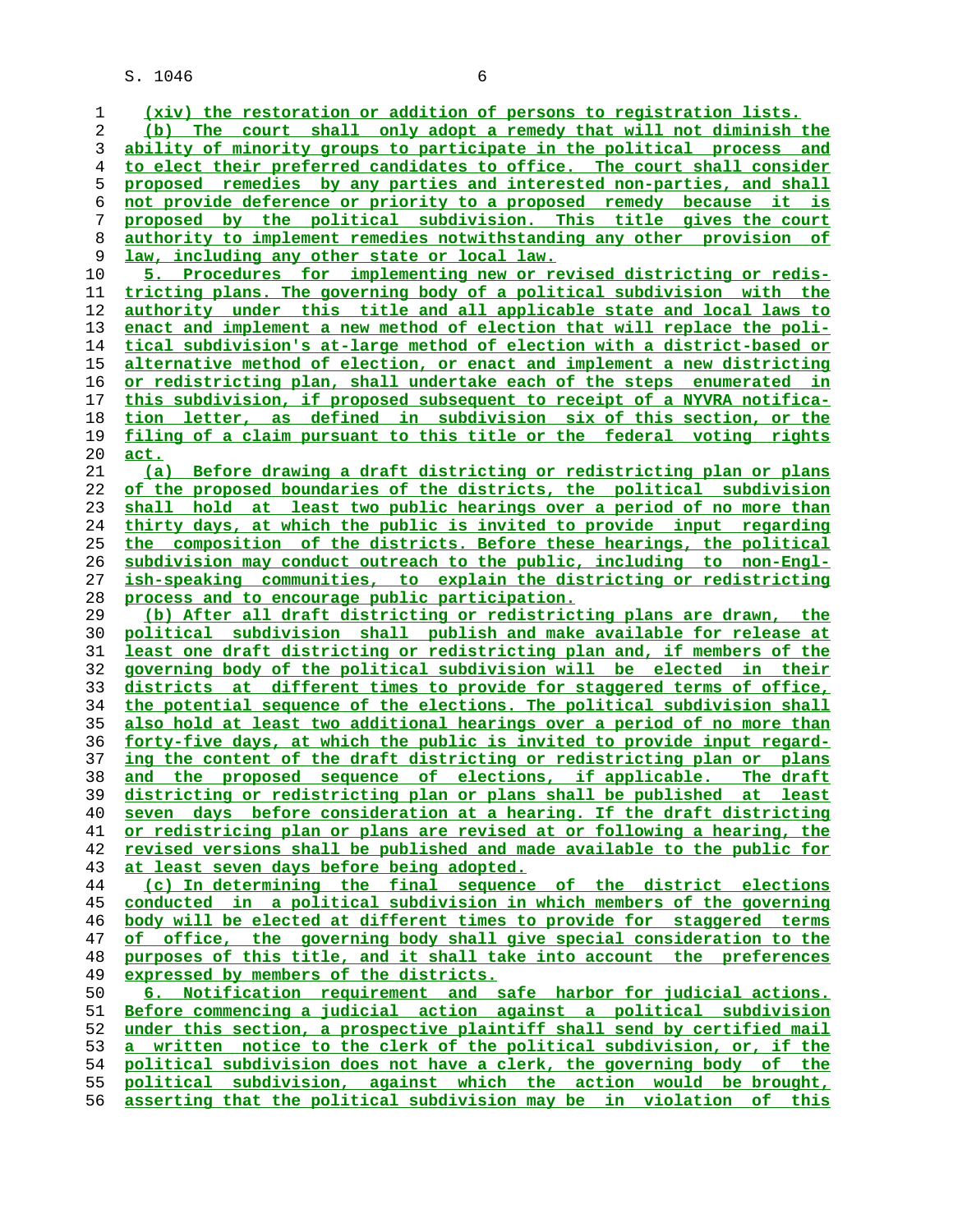(xiv) the restoration or addition of persons to registration lists.

(b) The court shall only adopt a remedy that will not diminish the ability of minority groups to participate in the political process and to elect their preferred candidates to office. The court shall consider proposed remedies by any parties and interested non-parties, and shall not provide deference or priority to a proposed remedy because it is proposed by the political subdivision. This title gives the court authority to implement remedies notwithstanding any other provision of law, including any other state or local law.

5. Procedures for implementing new or revised districting or redistricting plans. The governing body of a political subdivision with the authority under this title and all applicable state and local laws to enact and implement a new method of election that will replace the political subdivision's at-large method of election with a district-based or alternative method of election, or enact and implement a new districting or redistricting plan, shall undertake each of the steps enumerated in this subdivision, if proposed subsequent to receipt of a NYVRA notification letter, as defined in subdivision six of this section, or the filing of a claim pursuant to this title or the federal voting rights act.

(a) Before drawing a draft districting or redistricting plan or plans of the proposed boundaries of the districts, the political subdivision shall hold at least two public hearings over a period of no more than thirty days, at which the public is invited to provide input regarding the composition of the districts. Before these hearings, the political subdivision may conduct outreach to the public, including to non-English-speaking communities, to explain the districting or redistricting process and to encourage public participation.

(b) After all draft districting or redistricting plans are drawn, the political subdivision shall publish and make available for release at least one draft districting or redistricting plan and, if members of the governing body of the political subdivision will be elected in their districts at different times to provide for staggered terms of office, the potential sequence of the elections. The political subdivision shall also hold at least two additional hearings over a period of no more than forty-five days, at which the public is invited to provide input regarding the content of the draft districting or redistricting plan or plans and the proposed sequence of elections, if applicable. The draft districting or redistricting plan or plans shall be published at least seven days before consideration at a hearing. If the draft districting or redistricting plan or plans are revised at or following a hearing, the revised versions shall be published and made available to the public for at least seven days before being adopted.

(c) In determining the final sequence of the district elections conducted in a political subdivision in which members of the governing body will be elected at different times to provide for staggered terms of office, the governing body shall give special consideration to the purposes of this title, and it shall take into account the preferences expressed by members of the districts.

6. Notification requirement and safe harbor for judicial actions. Before commencing a judicial action against a political subdivision under this section, a prospective plaintiff shall send by certified mail a written notice to the clerk of the political subdivision, or, if the political subdivision does not have a clerk, the governing body of the political subdivision, against which the action would be brought, asserting that the political subdivision may be in violation of this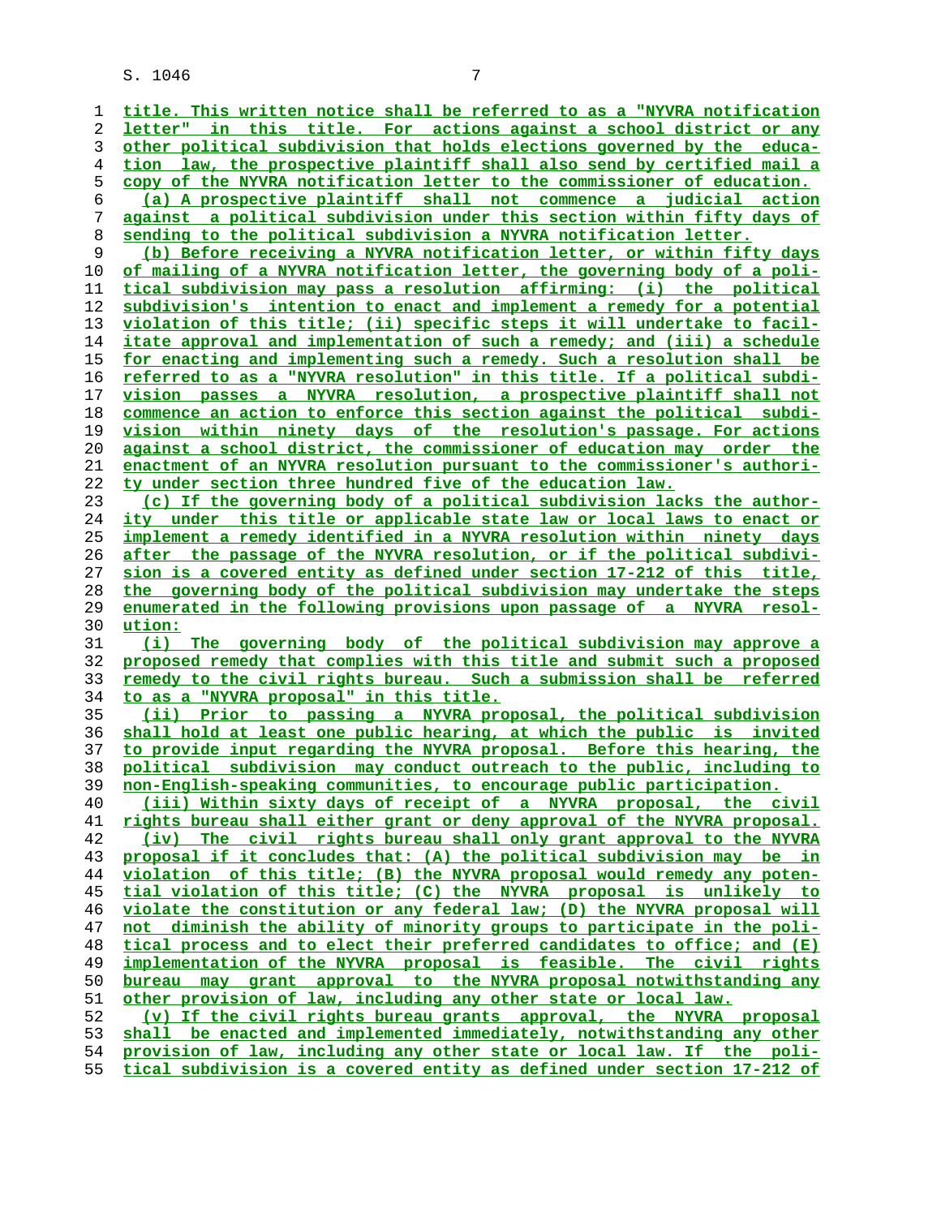title. This written notice shall be referred to as a "NYVRA notification letter" in this title. For actions against a school district or any other political subdivision that holds elections governed by the education law, the prospective plaintiff shall also send by certified mail a copy of the NYVRA notification letter to the commissioner of education.

(a) A prospective plaintiff shall not commence a judicial action against a political subdivision under this section within fifty days of sending to the political subdivision a NYVRA notification letter.

(b) Before receiving a NYVRA notification letter, or within fifty days of mailing of a NYVRA notification letter, the governing body of a political subdivision may pass a resolution affirming: (i) the political subdivision's intention to enact and implement a remedy for a potential violation of this title; (ii) specific steps it will undertake to facilitate approval and implementation of such a remedy; and (iii) a schedule for enacting and implementing such a remedy. Such a resolution shall be referred to as a "NYVRA resolution" in this title. If a political subdivision passes a NYVRA resolution, a prospective plaintiff shall not commence an action to enforce this section against the political subdivision within ninety days of the resolution's passage. For actions against a school district, the commissioner of education may order the enactment of an NYVRA resolution pursuant to the commissioner's authority under section three hundred five of the education law.

(c) If the governing body of a political subdivision lacks the authority under this title or applicable state law or local laws to enact or implement a remedy identified in a NYVRA resolution within ninety days after the passage of the NYVRA resolution, or if the political subdivision is a covered entity as defined under section 17-212 of this title, the governing body of the political subdivision may undertake the steps enumerated in the following provisions upon passage of a NYVRA resolution:

(i) The governing body of the political subdivision may approve a proposed remedy that complies with this title and submit such a proposed remedy to the civil rights bureau. Such a submission shall be referred to as a "NYVRA proposal" in this title.

(ii) Prior to passing a NYVRA proposal, the political subdivision shall hold at least one public hearing, at which the public is invited to provide input regarding the NYVRA proposal. Before this hearing, the political subdivision may conduct outreach to the public, including to non-English-speaking communities, to encourage public participation.

(iii) Within sixty days of receipt of a NYVRA proposal, the civil rights bureau shall either grant or deny approval of the NYVRA proposal.

(iv) The civil rights bureau shall only grant approval to the NYVRA proposal if it concludes that: (A) the political subdivision may be in violation of this title; (B) the NYVRA proposal would remedy any potential violation of this title; (C) the NYVRA proposal is unlikely to violate the constitution or any federal law; (D) the NYVRA proposal will not diminish the ability of minority groups to participate in the political process and to elect their preferred candidates to office; and (E) implementation of the NYVRA proposal is feasible. The civil rights bureau may grant approval to the NYVRA proposal notwithstanding any other provision of law, including any other state or local law.

(v) If the civil rights bureau grants approval, the NYVRA proposal shall be enacted and implemented immediately, notwithstanding any other provision of law, including any other state or local law. If the political subdivision is a covered entity as defined under section 17-212 of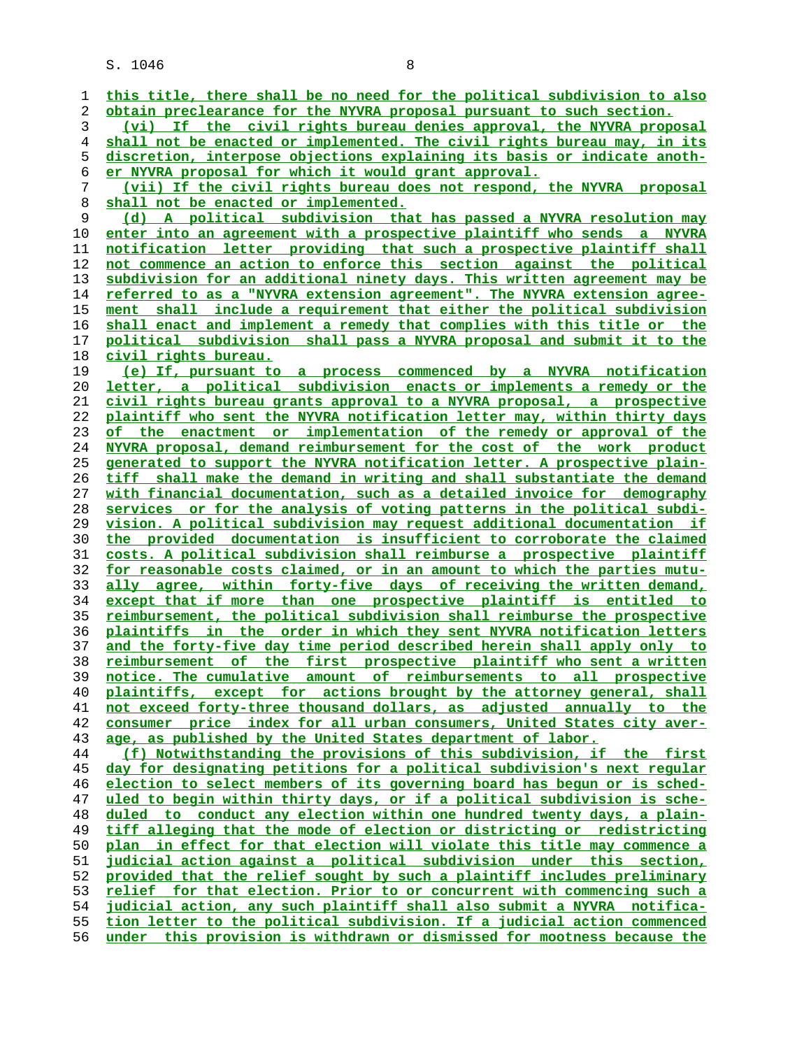this title, there shall be no need for the political subdivision to also obtain preclearance for the NYVRA proposal pursuant to such section.

(vi) If the civil rights bureau denies approval, the NYVRA proposal shall not be enacted or implemented. The civil rights bureau may, in its discretion, interpose objections explaining its basis or indicate another NYVRA proposal for which it would grant approval.

(vii) If the civil rights bureau does not respond, the NYVRA proposal shall not be enacted or implemented.

(d) A political subdivision that has passed a NYVRA resolution may enter into an agreement with a prospective plaintiff who sends a NYVRA notification letter providing that such a prospective plaintiff shall not commence an action to enforce this section against the political subdivision for an additional ninety days. This written agreement may be referred to as a "NYVRA extension agreement". The NYVRA extension agreement shall include a requirement that either the political subdivision shall enact and implement a remedy that complies with this title or the political subdivision shall pass a NYVRA proposal and submit it to the civil rights bureau.

(e) If, pursuant to a process commenced by a NYVRA notification letter, a political subdivision enacts or implements a remedy or the civil rights bureau grants approval to a NYVRA proposal, a prospective plaintiff who sent the NYVRA notification letter may, within thirty days of the enactment or implementation of the remedy or approval of the NYVRA proposal, demand reimbursement for the cost of the work product generated to support the NYVRA notification letter. A prospective plaintiff shall make the demand in writing and shall substantiate the demand with financial documentation, such as a detailed invoice for demography services or for the analysis of voting patterns in the political subdivision. A political subdivision may request additional documentation if the provided documentation is insufficient to corroborate the claimed costs. A political subdivision shall reimburse a prospective plaintiff for reasonable costs claimed, or in an amount to which the parties mutually agree, within forty-five days of receiving the written demand, except that if more than one prospective plaintiff is entitled to reimbursement, the political subdivision shall reimburse the prospective plaintiffs in the order in which they sent NYVRA notification letters and the forty-five day time period described herein shall apply only to reimbursement of the first prospective plaintiff who sent a written notice. The cumulative amount of reimbursements to all prospective plaintiffs, except for actions brought by the attorney general, shall not exceed forty-three thousand dollars, as adjusted annually to the consumer price index for all urban consumers, United States city average, as published by the United States department of labor.

(f) Notwithstanding the provisions of this subdivision, if the first day for designating petitions for a political subdivision's next regular election to select members of its governing board has begun or is scheduled to begin within thirty days, or if a political subdivision is scheduled to conduct any election within one hundred twenty days, a plaintiff alleging that the mode of election or districting or redistricting plan in effect for that election will violate this title may commence a judicial action against a political subdivision under this section, provided that the relief sought by such a plaintiff includes preliminary relief for that election. Prior to or concurrent with commencing such a judicial action, any such plaintiff shall also submit a NYVRA notification letter to the political subdivision. If a judicial action commenced under this provision is withdrawn or dismissed for mootness because the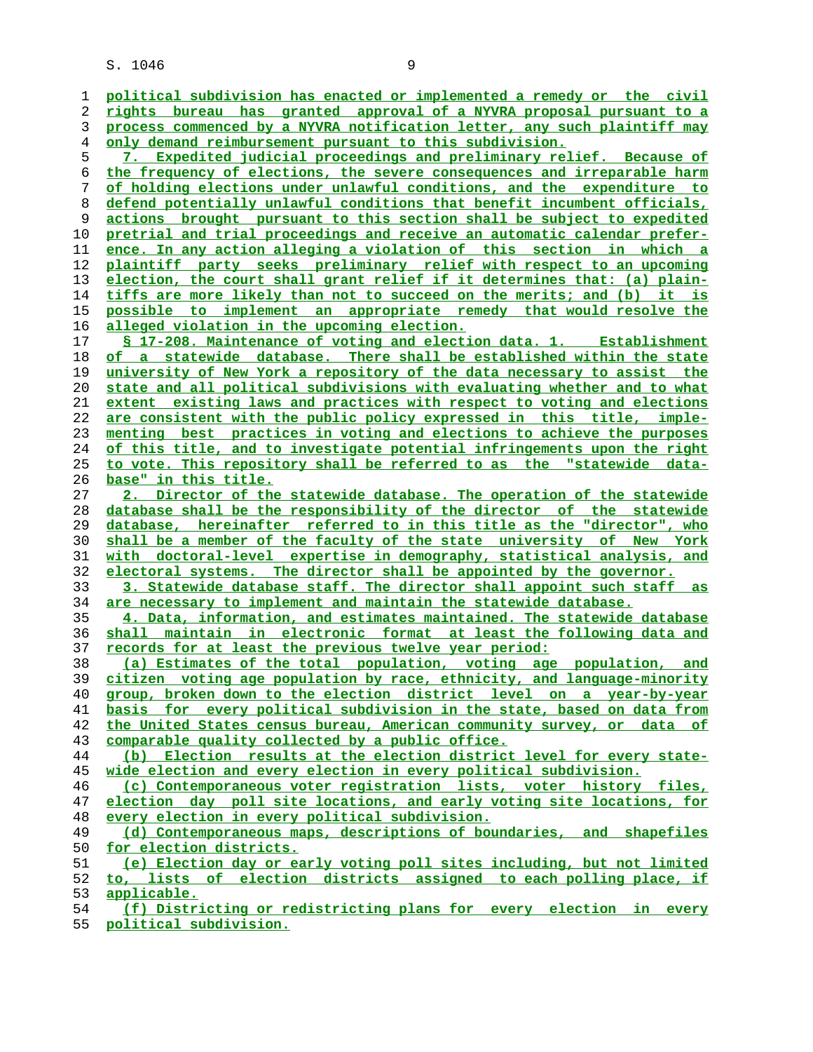political subdivision has enacted or implemented a remedy or the civil rights bureau has granted approval of a NYVRA proposal pursuant to a process commenced by a NYVRA notification letter, any such plaintiff may only demand reimbursement pursuant to this subdivision.

7. Expedited judicial proceedings and preliminary relief. Because of the frequency of elections, the severe consequences and irreparable harm of holding elections under unlawful conditions, and the expenditure to defend potentially unlawful conditions that benefit incumbent officials, actions brought pursuant to this section shall be subject to expedited pretrial and trial proceedings and receive an automatic calendar preference. In any action alleging a violation of this section in which a plaintiff party seeks preliminary relief with respect to an upcoming election, the court shall grant relief if it determines that: (a) plaintiffs are more likely than not to succeed on the merits; and (b) it is possible to implement an appropriate remedy that would resolve the alleged violation in the upcoming election.

§ 17-208. Maintenance of voting and election data. 1. Establishment of a statewide database. There shall be established within the state university of New York a repository of the data necessary to assist the state and all political subdivisions with evaluating whether and to what extent existing laws and practices with respect to voting and elections are consistent with the public policy expressed in this title, implementing best practices in voting and elections to achieve the purposes of this title, and to investigate potential infringements upon the right to vote. This repository shall be referred to as the "statewide database" in this title.

2. Director of the statewide database. The operation of the statewide database shall be the responsibility of the director of the statewide database, hereinafter referred to in this title as the "director", who shall be a member of the faculty of the state university of New York with doctoral-level expertise in demography, statistical analysis, and electoral systems. The director shall be appointed by the governor.

3. Statewide database staff. The director shall appoint such staff as are necessary to implement and maintain the statewide database.

4. Data, information, and estimates maintained. The statewide database shall maintain in electronic format at least the following data and records for at least the previous twelve year period:

(a) Estimates of the total population, voting age population, and citizen voting age population by race, ethnicity, and language-minority group, broken down to the election district level on a year-by-year basis for every political subdivision in the state, based on data from the United States census bureau, American community survey, or data of comparable quality collected by a public office.

(b) Election results at the election district level for every statewide election and every election in every political subdivision.

(c) Contemporaneous voter registration lists, voter history files, election day poll site locations, and early voting site locations, for every election in every political subdivision.

(d) Contemporaneous maps, descriptions of boundaries, and shapefiles for election districts.

(e) Election day or early voting poll sites including, but not limited to, lists of election districts assigned to each polling place, if applicable.

(f) Districting or redistricting plans for every election in every political subdivision.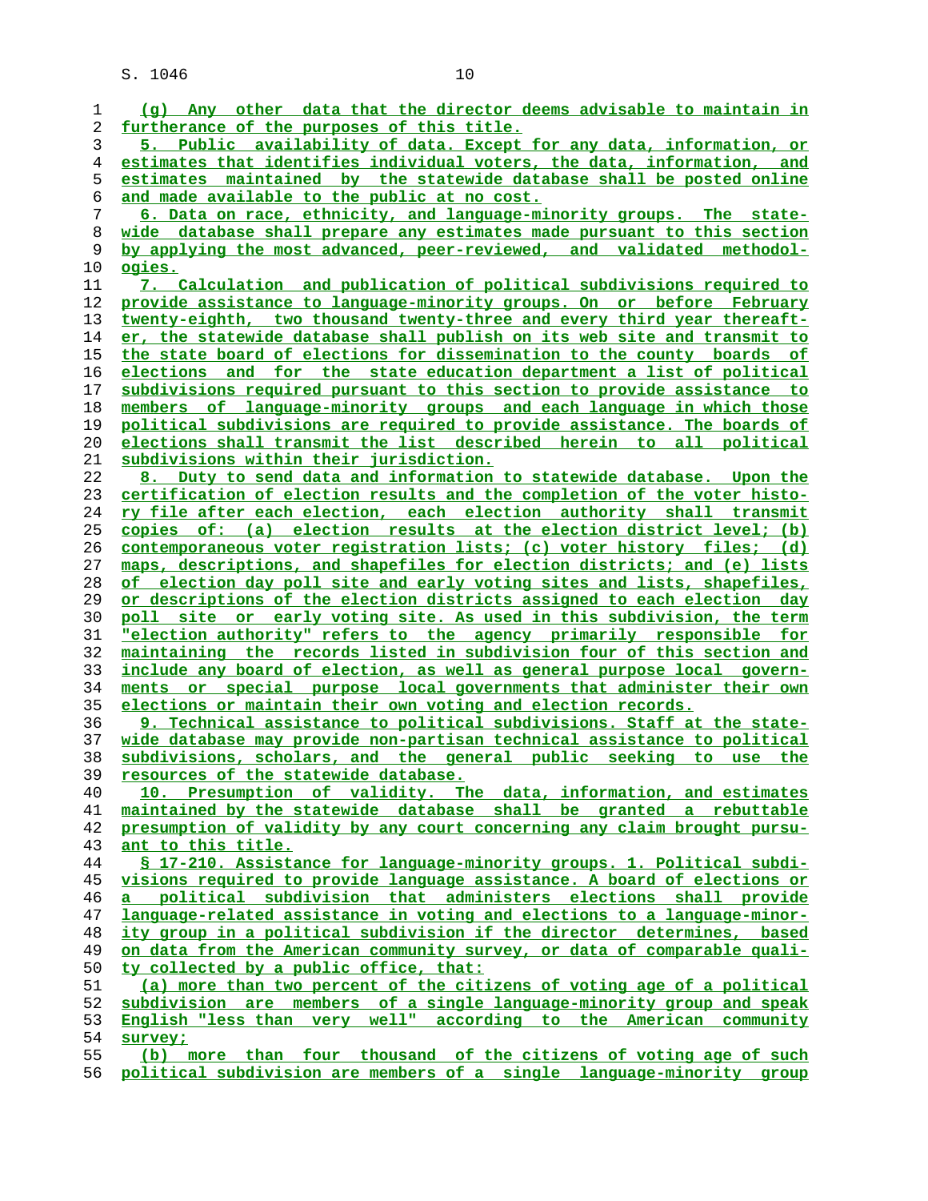(g) Any other data that the director deems advisable to maintain in furtherance of the purposes of this title.

5. Public availability of data. Except for any data, information, or estimates that identifies individual voters, the data, information, and estimates maintained by the statewide database shall be posted online and made available to the public at no cost.

6. Data on race, ethnicity, and language-minority groups. The statewide database shall prepare any estimates made pursuant to this section by applying the most advanced, peer-reviewed, and validated methodologies.

7. Calculation and publication of political subdivisions required to provide assistance to language-minority groups. On or before February twenty-eighth, two thousand twenty-three and every third year thereafter, the statewide database shall publish on its web site and transmit to the state board of elections for dissemination to the county boards of elections and for the state education department a list of political subdivisions required pursuant to this section to provide assistance to members of language-minority groups and each language in which those political subdivisions are required to provide assistance. The boards of elections shall transmit the list described herein to all political subdivisions within their jurisdiction.

8. Duty to send data and information to statewide database. Upon the certification of election results and the completion of the voter history file after each election, each election authority shall transmit copies of: (a) election results at the election district level; (b) contemporaneous voter registration lists; (c) voter history files; (d) maps, descriptions, and shapefiles for election districts; and (e) lists of election day poll site and early voting sites and lists, shapefiles, or descriptions of the election districts assigned to each election day poll site or early voting site. As used in this subdivision, the term "election authority" refers to the agency primarily responsible for maintaining the records listed in subdivision four of this section and include any board of election, as well as general purpose local governments or special purpose local governments that administer their own elections or maintain their own voting and election records.

9. Technical assistance to political subdivisions. Staff at the statewide database may provide non-partisan technical assistance to political subdivisions, scholars, and the general public seeking to use the resources of the statewide database.

10. Presumption of validity. The data, information, and estimates maintained by the statewide database shall be granted a rebuttable presumption of validity by any court concerning any claim brought pursuant to this title.

§ 17-210. Assistance for language-minority groups. 1. Political subdivisions required to provide language assistance. A board of elections or a political subdivision that administers elections shall provide language-related assistance in voting and elections to a language-minority group in a political subdivision if the director determines, based on data from the American community survey, or data of comparable quality collected by a public office, that:

(a) more than two percent of the citizens of voting age of a political subdivision are members of a single language-minority group and speak English "less than very well" according to the American community survey;

(b) more than four thousand of the citizens of voting age of such political subdivision are members of a single language-minority group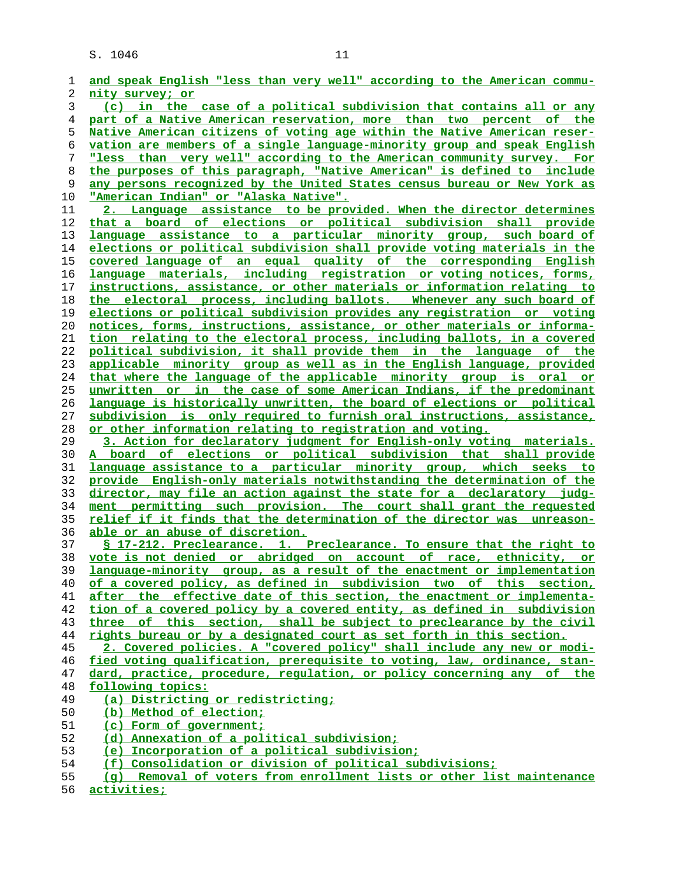and speak English "less than very well" according to the American community survey; or

(c) in the case of a political subdivision that contains all or any part of a Native American reservation, more than two percent of the Native American citizens of voting age within the Native American reservation are members of a single language-minority group and speak English "less than very well" according to the American community survey. For the purposes of this paragraph, "Native American" is defined to include any persons recognized by the United States census bureau or New York as "American Indian" or "Alaska Native".

2. Language assistance to be provided. When the director determines that a board of elections or political subdivision shall provide language assistance to a particular minority group, such board of elections or political subdivision shall provide voting materials in the covered language of an equal quality of the corresponding English language materials, including registration or voting notices, forms, instructions, assistance, or other materials or information relating to the electoral process, including ballots. Whenever any such board of elections or political subdivision provides any registration or voting notices, forms, instructions, assistance, or other materials or information relating to the electoral process, including ballots, in a covered political subdivision, it shall provide them in the language of the applicable minority group as well as in the English language, provided that where the language of the applicable minority group is oral or unwritten or in the case of some American Indians, if the predominant language is historically unwritten, the board of elections or political subdivision is only required to furnish oral instructions, assistance, or other information relating to registration and voting.

3. Action for declaratory judgment for English-only voting materials. A board of elections or political subdivision that shall provide language assistance to a particular minority group, which seeks to provide English-only materials notwithstanding the determination of the director, may file an action against the state for a declaratory judgment permitting such provision. The court shall grant the requested relief if it finds that the determination of the director was unreasonable or an abuse of discretion.

§ 17-212. Preclearance. 1. Preclearance. To ensure that the right to vote is not denied or abridged on account of race, ethnicity, or language-minority group, as a result of the enactment or implementation of a covered policy, as defined in subdivision two of this section, after the effective date of this section, the enactment or implementation of a covered policy by a covered entity, as defined in subdivision three of this section, shall be subject to preclearance by the civil rights bureau or by a designated court as set forth in this section.

2. Covered policies. A "covered policy" shall include any new or modified voting qualification, prerequisite to voting, law, ordinance, standard, practice, procedure, regulation, or policy concerning any of the following topics:

(a) Districting or redistricting;

(b) Method of election;

(c) Form of government;

(d) Annexation of a political subdivision;

(e) Incorporation of a political subdivision;

(f) Consolidation or division of political subdivisions;

(g) Removal of voters from enrollment lists or other list maintenance activities;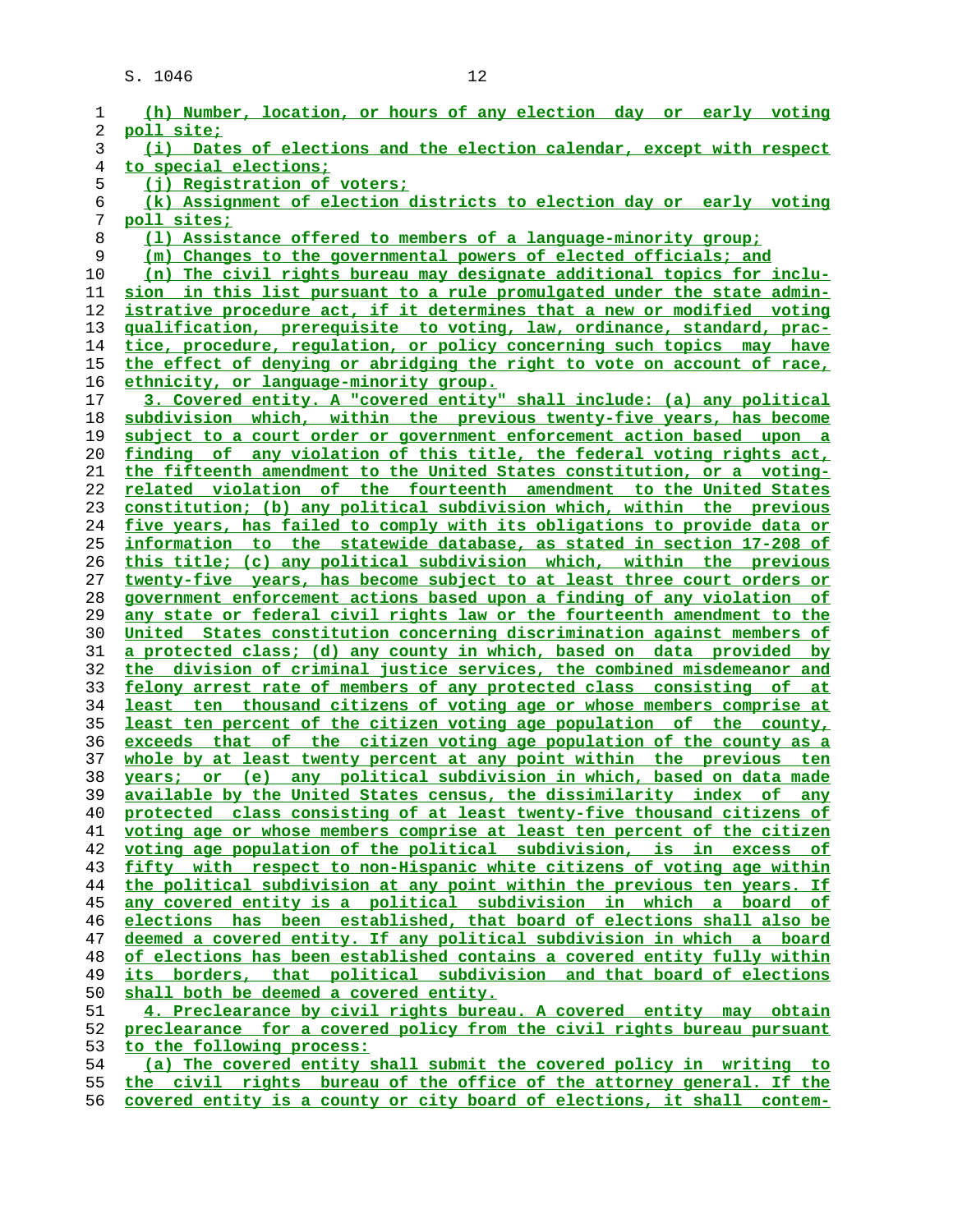(h) Number, location, or hours of any election day or early voting poll site;

(i) Dates of elections and the election calendar, except with respect to special elections;

(j) Registration of voters;

(k) Assignment of election districts to election day or early voting poll sites;

(l) Assistance offered to members of a language-minority group;

(m) Changes to the governmental powers of elected officials; and

(n) The civil rights bureau may designate additional topics for inclusion in this list pursuant to a rule promulgated under the state administrative procedure act, if it determines that a new or modified voting qualification, prerequisite to voting, law, ordinance, standard, practice, procedure, regulation, or policy concerning such topics may have the effect of denying or abridging the right to vote on account of race, ethnicity, or language-minority group.

3. Covered entity. A "covered entity" shall include: (a) any political subdivision which, within the previous twenty-five years, has become subject to a court order or government enforcement action based upon a finding of any violation of this title, the federal voting rights act, the fifteenth amendment to the United States constitution, or a voting-related violation of the fourteenth amendment to the United States constitution; (b) any political subdivision which, within the previous five years, has failed to comply with its obligations to provide data or information to the statewide database, as stated in section 17-208 of this title; (c) any political subdivision which, within the previous twenty-five years, has become subject to at least three court orders or government enforcement actions based upon a finding of any violation of any state or federal civil rights law or the fourteenth amendment to the United States constitution concerning discrimination against members of a protected class; (d) any county in which, based on data provided by the division of criminal justice services, the combined misdemeanor and felony arrest rate of members of any protected class consisting of at least ten thousand citizens of voting age or whose members comprise at least ten percent of the citizen voting age population of the county, exceeds that of the citizen voting age population of the county as a whole by at least twenty percent at any point within the previous ten years; or (e) any political subdivision in which, based on data made available by the United States census, the dissimilarity index of any protected class consisting of at least twenty-five thousand citizens of voting age or whose members comprise at least ten percent of the citizen voting age population of the political subdivision, is in excess of fifty with respect to non-Hispanic white citizens of voting age within the political subdivision at any point within the previous ten years. If any covered entity is a political subdivision in which a board of elections has been established, that board of elections shall also be deemed a covered entity. If any political subdivision in which a board of elections has been established contains a covered entity fully within its borders, that political subdivision and that board of elections shall both be deemed a covered entity.

4. Preclearance by civil rights bureau. A covered entity may obtain preclearance for a covered policy from the civil rights bureau pursuant to the following process:

(a) The covered entity shall submit the covered policy in writing to the civil rights bureau of the office of the attorney general. If the covered entity is a county or city board of elections, it shall contem-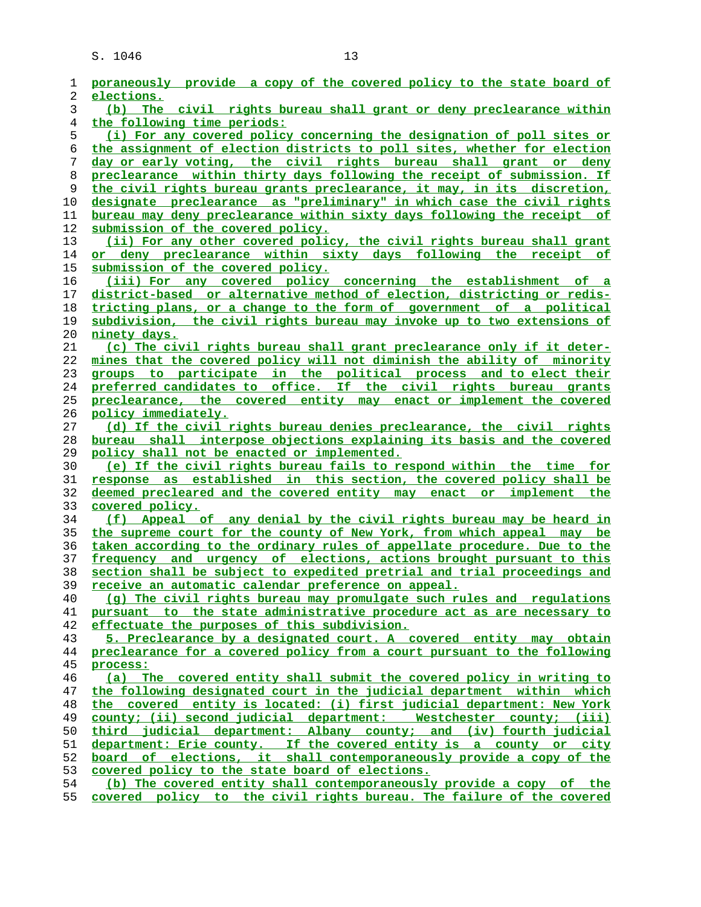poraneously provide a copy of the covered policy to the state board of elections.

(b) The civil rights bureau shall grant or deny preclearance within the following time periods:

(i) For any covered policy concerning the designation of poll sites or the assignment of election districts to poll sites, whether for election day or early voting, the civil rights bureau shall grant or deny preclearance within thirty days following the receipt of submission. If the civil rights bureau grants preclearance, it may, in its discretion, designate preclearance as "preliminary" in which case the civil rights bureau may deny preclearance within sixty days following the receipt of submission of the covered policy.

(ii) For any other covered policy, the civil rights bureau shall grant or deny preclearance within sixty days following the receipt of submission of the covered policy.

(iii) For any covered policy concerning the establishment of a district-based or alternative method of election, districting or redistricting plans, or a change to the form of government of a political subdivision, the civil rights bureau may invoke up to two extensions of ninety days.

(c) The civil rights bureau shall grant preclearance only if it determines that the covered policy will not diminish the ability of minority groups to participate in the political process and to elect their preferred candidates to office. If the civil rights bureau grants preclearance, the covered entity may enact or implement the covered policy immediately.

(d) If the civil rights bureau denies preclearance, the civil rights bureau shall interpose objections explaining its basis and the covered policy shall not be enacted or implemented.

(e) If the civil rights bureau fails to respond within the time for response as established in this section, the covered policy shall be deemed precleared and the covered entity may enact or implement the covered policy.

(f) Appeal of any denial by the civil rights bureau may be heard in the supreme court for the county of New York, from which appeal may be taken according to the ordinary rules of appellate procedure. Due to the frequency and urgency of elections, actions brought pursuant to this section shall be subject to expedited pretrial and trial proceedings and receive an automatic calendar preference on appeal.

(g) The civil rights bureau may promulgate such rules and regulations pursuant to the state administrative procedure act as are necessary to effectuate the purposes of this subdivision.

5. Preclearance by a designated court. A covered entity may obtain preclearance for a covered policy from a court pursuant to the following process:

(a) The covered entity shall submit the covered policy in writing to the following designated court in the judicial department within which the covered entity is located: (i) first judicial department: New York county; (ii) second judicial department: Westchester county; (iii) third judicial department: Albany county; and (iv) fourth judicial department: Erie county. If the covered entity is a county or city board of elections, it shall contemporaneously provide a copy of the covered policy to the state board of elections.

(b) The covered entity shall contemporaneously provide a copy of the covered policy to the civil rights bureau. The failure of the covered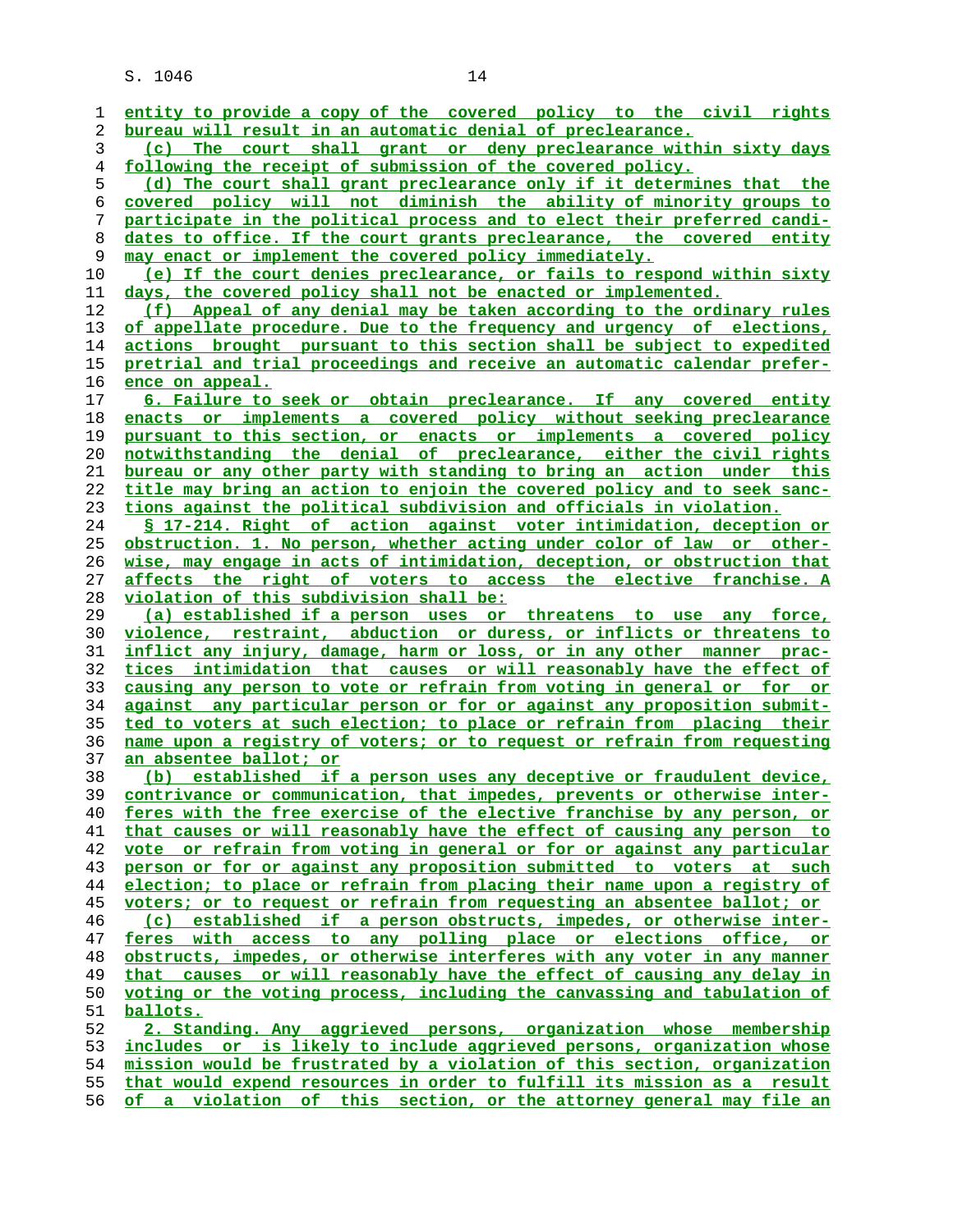entity to provide a copy of the covered policy to the civil rights bureau will result in an automatic denial of preclearance.

(c) The court shall grant or deny preclearance within sixty days following the receipt of submission of the covered policy.

(d) The court shall grant preclearance only if it determines that the covered policy will not diminish the ability of minority groups to participate in the political process and to elect their preferred candidates to office. If the court grants preclearance, the covered entity may enact or implement the covered policy immediately.

(e) If the court denies preclearance, or fails to respond within sixty days, the covered policy shall not be enacted or implemented.

(f) Appeal of any denial may be taken according to the ordinary rules of appellate procedure. Due to the frequency and urgency of elections, actions brought pursuant to this section shall be subject to expedited pretrial and trial proceedings and receive an automatic calendar preference on appeal.

6. Failure to seek or obtain preclearance. If any covered entity enacts or implements a covered policy without seeking preclearance pursuant to this section, or enacts or implements a covered policy notwithstanding the denial of preclearance, either the civil rights bureau or any other party with standing to bring an action under this title may bring an action to enjoin the covered policy and to seek sanctions against the political subdivision and officials in violation.

§ 17-214. Right of action against voter intimidation, deception or obstruction. 1. No person, whether acting under color of law or otherwise, may engage in acts of intimidation, deception, or obstruction that affects the right of voters to access the elective franchise. A violation of this subdivision shall be:

(a) established if a person uses or threatens to use any force, violence, restraint, abduction or duress, or inflicts or threatens to inflict any injury, damage, harm or loss, or in any other manner practices intimidation that causes or will reasonably have the effect of causing any person to vote or refrain from voting in general or for or against any particular person or for or against any proposition submitted to voters at such election; to place or refrain from placing their name upon a registry of voters; or to request or refrain from requesting an absentee ballot; or

(b) established if a person uses any deceptive or fraudulent device, contrivance or communication, that impedes, prevents or otherwise interferes with the free exercise of the elective franchise by any person, or that causes or will reasonably have the effect of causing any person to vote or refrain from voting in general or for or against any particular person or for or against any proposition submitted to voters at such election; to place or refrain from placing their name upon a registry of voters; or to request or refrain from requesting an absentee ballot; or

(c) established if a person obstructs, impedes, or otherwise interferes with access to any polling place or elections office, or obstructs, impedes, or otherwise interferes with any voter in any manner that causes or will reasonably have the effect of causing any delay in voting or the voting process, including the canvassing and tabulation of ballots.

2. Standing. Any aggrieved persons, organization whose membership includes or is likely to include aggrieved persons, organization whose mission would be frustrated by a violation of this section, organization that would expend resources in order to fulfill its mission as a result of a violation of this section, or the attorney general may file an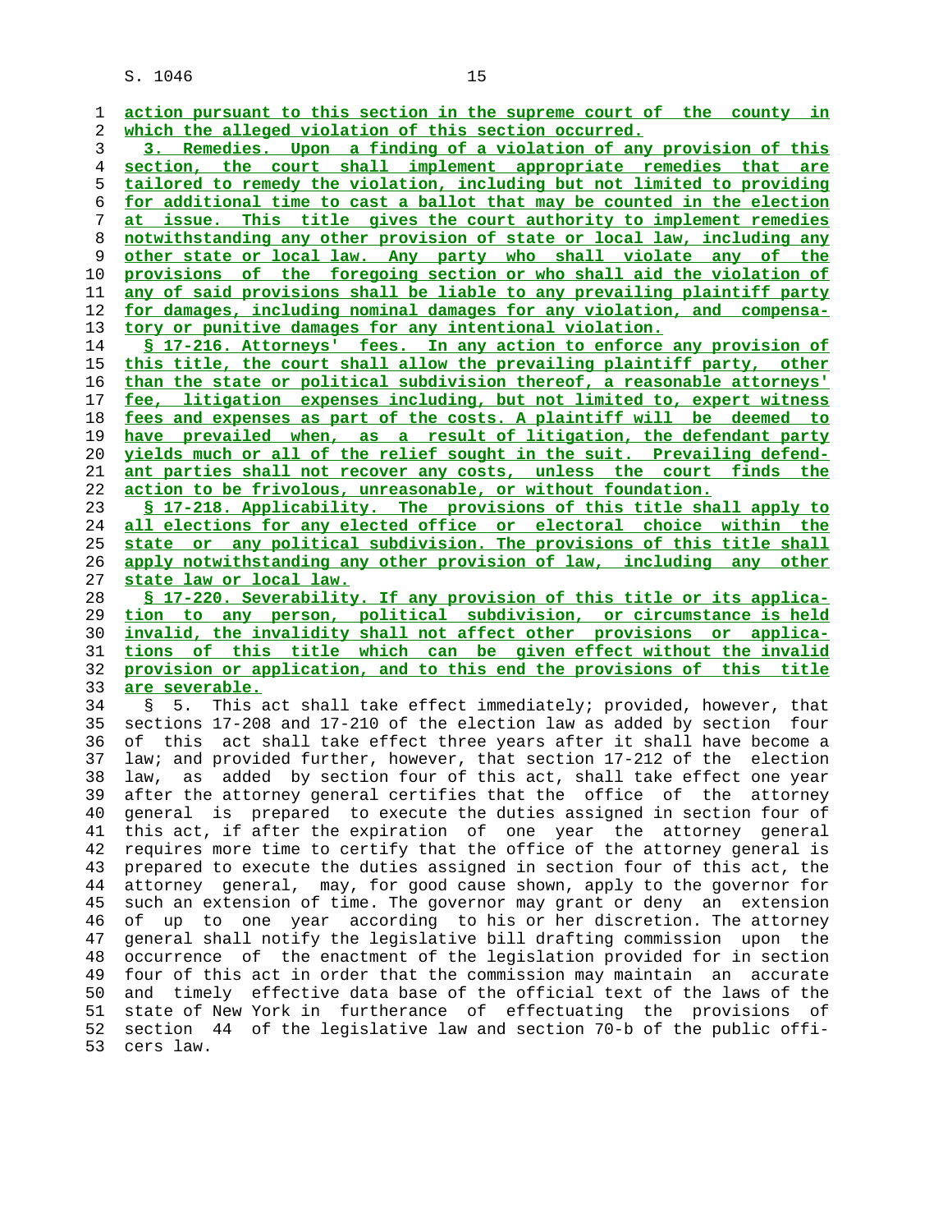action pursuant to this section in the supreme court of the county in which the alleged violation of this section occurred.

3. Remedies. Upon a finding of a violation of any provision of this section, the court shall implement appropriate remedies that are tailored to remedy the violation, including but not limited to providing for additional time to cast a ballot that may be counted in the election at issue. This title gives the court authority to implement remedies notwithstanding any other provision of state or local law, including any other state or local law. Any party who shall violate any of the provisions of the foregoing section or who shall aid the violation of any of said provisions shall be liable to any prevailing plaintiff party for damages, including nominal damages for any violation, and compensatory or punitive damages for any intentional violation.

§ 17-216. Attorneys' fees. In any action to enforce any provision of this title, the court shall allow the prevailing plaintiff party, other than the state or political subdivision thereof, a reasonable attorneys' fee, litigation expenses including, but not limited to, expert witness fees and expenses as part of the costs. A plaintiff will be deemed to have prevailed when, as a result of litigation, the defendant party yields much or all of the relief sought in the suit. Prevailing defendant parties shall not recover any costs, unless the court finds the action to be frivolous, unreasonable, or without foundation.

§ 17-218. Applicability. The provisions of this title shall apply to all elections for any elected office or electoral choice within the state or any political subdivision. The provisions of this title shall apply notwithstanding any other provision of law, including any other state law or local law.

§ 17-220. Severability. If any provision of this title or its application to any person, political subdivision, or circumstance is held invalid, the invalidity shall not affect other provisions or applications of this title which can be given effect without the invalid provision or application, and to this end the provisions of this title are severable.

§ 5. This act shall take effect immediately; provided, however, that sections 17-208 and 17-210 of the election law as added by section four of this act shall take effect three years after it shall have become a law; and provided further, however, that section 17-212 of the election law, as added by section four of this act, shall take effect one year after the attorney general certifies that the office of the attorney general is prepared to execute the duties assigned in section four of this act, if after the expiration of one year the attorney general requires more time to certify that the office of the attorney general is prepared to execute the duties assigned in section four of this act, the attorney general, may, for good cause shown, apply to the governor for such an extension of time. The governor may grant or deny an extension of up to one year according to his or her discretion. The attorney general shall notify the legislative bill drafting commission upon the occurrence of the enactment of the legislation provided for in section four of this act in order that the commission may maintain an accurate and timely effective data base of the official text of the laws of the state of New York in furtherance of effectuating the provisions of section 44 of the legislative law and section 70-b of the public officers law.